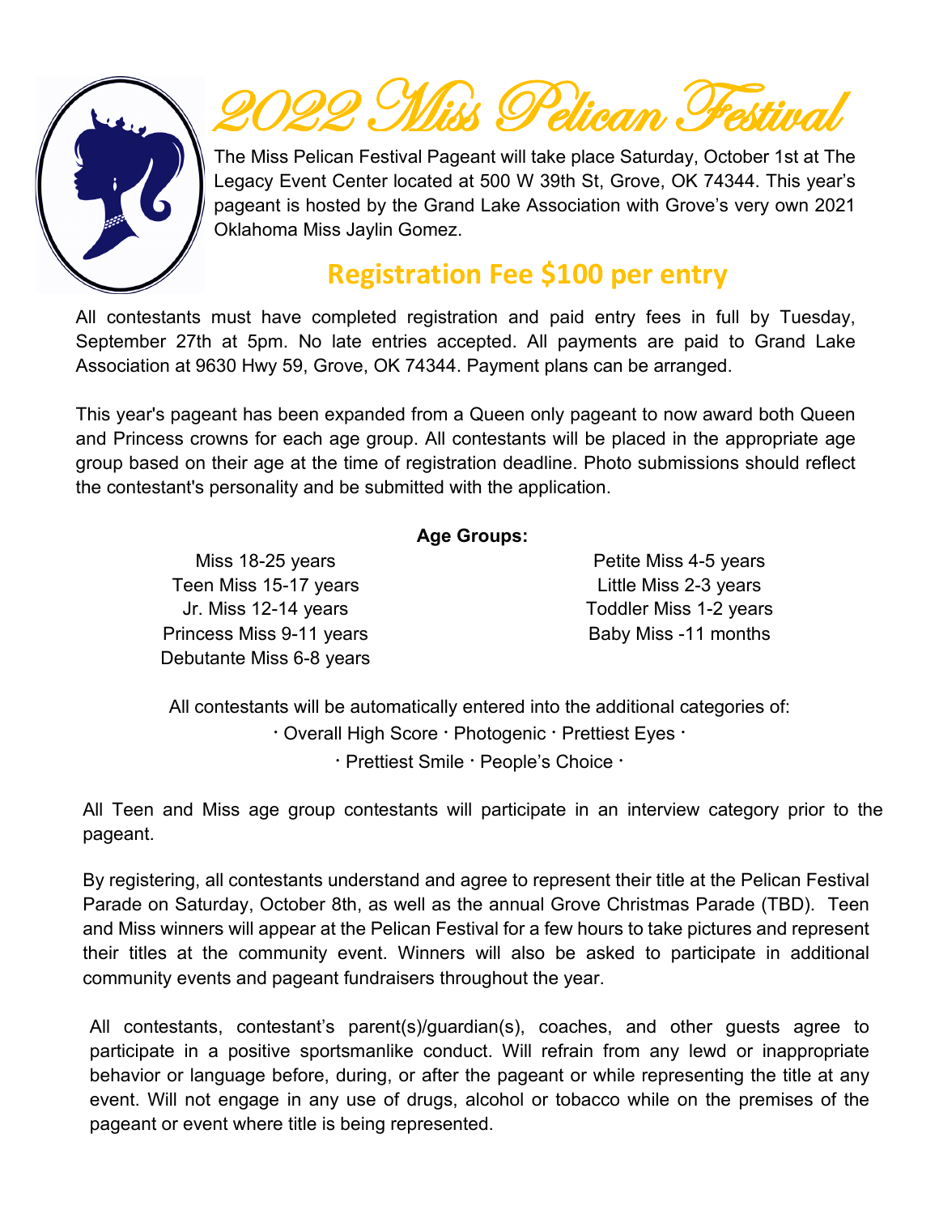# 2022 Miss Pelican Festival

The Miss Pelican Festival Pageant will take place Saturday, October 1st at The Legacy Event Center located at 500 W 39th St, Grove, OK 74344. This year's pageant is hosted by the Grand Lake Association with Grove's very own 2021 Oklahoma Miss Jaylin Gomez.

## Registration Fee $100 per entry

All contestants must have completed registration and paid entry fees in full by Tuesday, September 27th at 5pm. No late entries accepted. All payments are paid to Grand Lake Association at 9630 Hwy 59, Grove, OK 74344. Payment plans can be arranged.

This year's pageant has been expanded from a Queen only pageant to now award both Queen and Princess crowns for each age group. All contestants will be placed in the appropriate age group based on their age at the time of registration deadline. Photo submissions should reflect the contestant's personality and be submitted with the application.

**Age Groups:**

Miss 18-25 years
Teen Miss 15-17 years
Jr. Miss 12-14 years
Princess Miss 9-11 years
Debutante Miss 6-8 years
Petite Miss 4-5 years
Little Miss 2-3 years
Toddler Miss 1-2 years
Baby Miss -11 months

All contestants will be automatically entered into the additional categories of:

· Overall High Score · Photogenic · Prettiest Eyes ·
· Prettiest Smile · People's Choice ·

All Teen and Miss age group contestants will participate in an interview category prior to the pageant.

By registering, all contestants understand and agree to represent their title at the Pelican Festival Parade on Saturday, October 8th, as well as the annual Grove Christmas Parade (TBD). Teen and Miss winners will appear at the Pelican Festival for a few hours to take pictures and represent their titles at the community event. Winners will also be asked to participate in additional community events and pageant fundraisers throughout the year.

All contestants, contestant's parent(s)/guardian(s), coaches, and other guests agree to participate in a positive sportsmanlike conduct. Will refrain from any lewd or inappropriate behavior or language before, during, or after the pageant or while representing the title at any event. Will not engage in any use of drugs, alcohol or tobacco while on the premises of the pageant or event where title is being represented.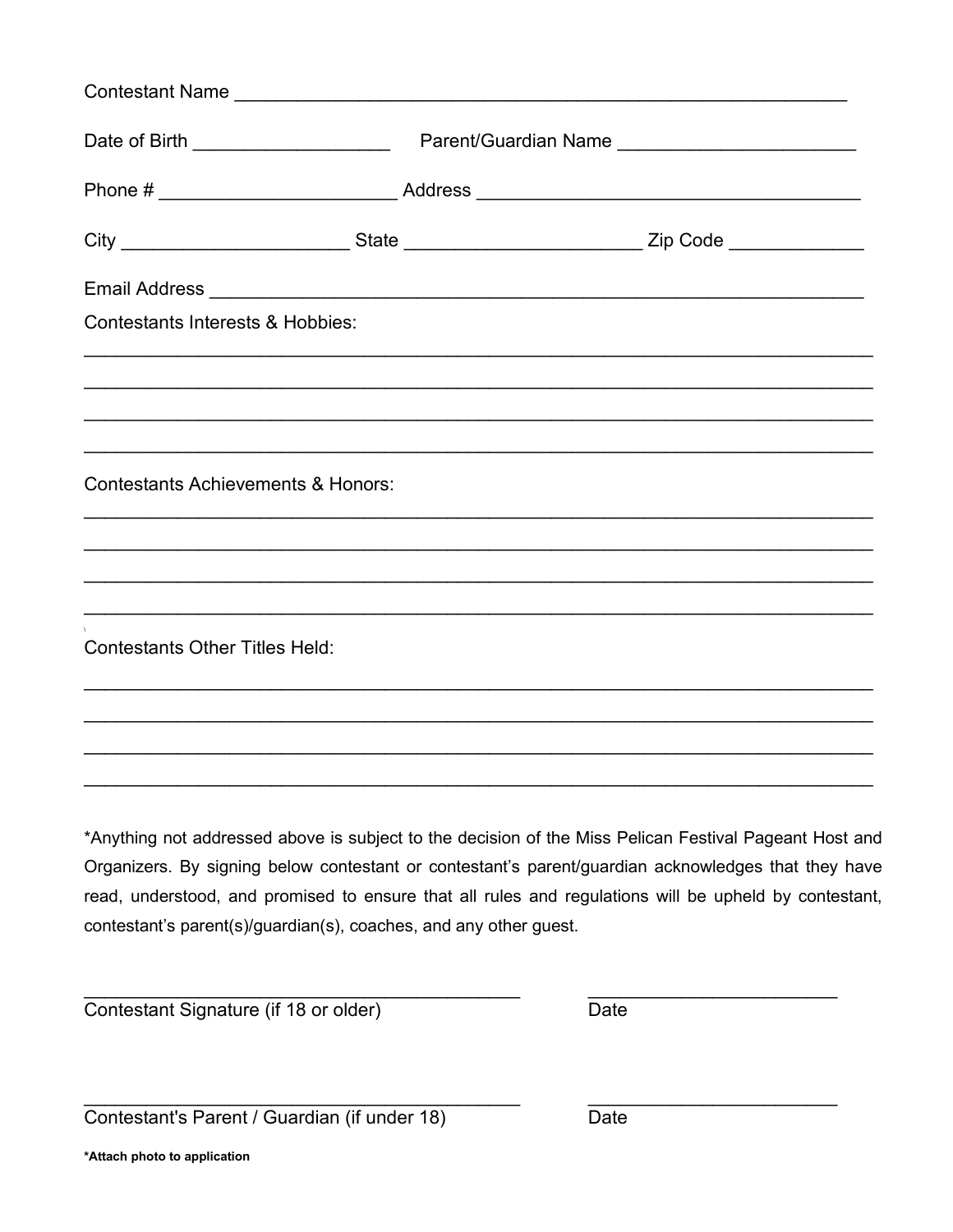Contestant Name ____________________________________________________________

Date of Birth ___________________ Parent/Guardian Name ______________________

Phone # ______________________ Address ____________________________________

City _____________________ State ______________________ Zip Code ____________

Email Address _______________________________________________________________

Contestants Interests & Hobbies:

_____________________________________________________________________________

_____________________________________________________________________________

_____________________________________________________________________________

_____________________________________________________________________________

Contestants Achievements & Honors:

_____________________________________________________________________________

_____________________________________________________________________________

_____________________________________________________________________________

_____________________________________________________________________________

Contestants Other Titles Held:

_____________________________________________________________________________

_____________________________________________________________________________

_____________________________________________________________________________

_____________________________________________________________________________

*Anything not addressed above is subject to the decision of the Miss Pelican Festival Pageant Host and Organizers. By signing below contestant or contestant's parent/guardian acknowledges that they have read, understood, and promised to ensure that all rules and regulations will be upheld by contestant, contestant's parent(s)/guardian(s), coaches, and any other guest.

__________________________________________ ________________________

Contestant Signature (if 18 or older) Date

__________________________________________ ________________________

Contestant's Parent / Guardian (if under 18) Date

**\*Attach photo to application**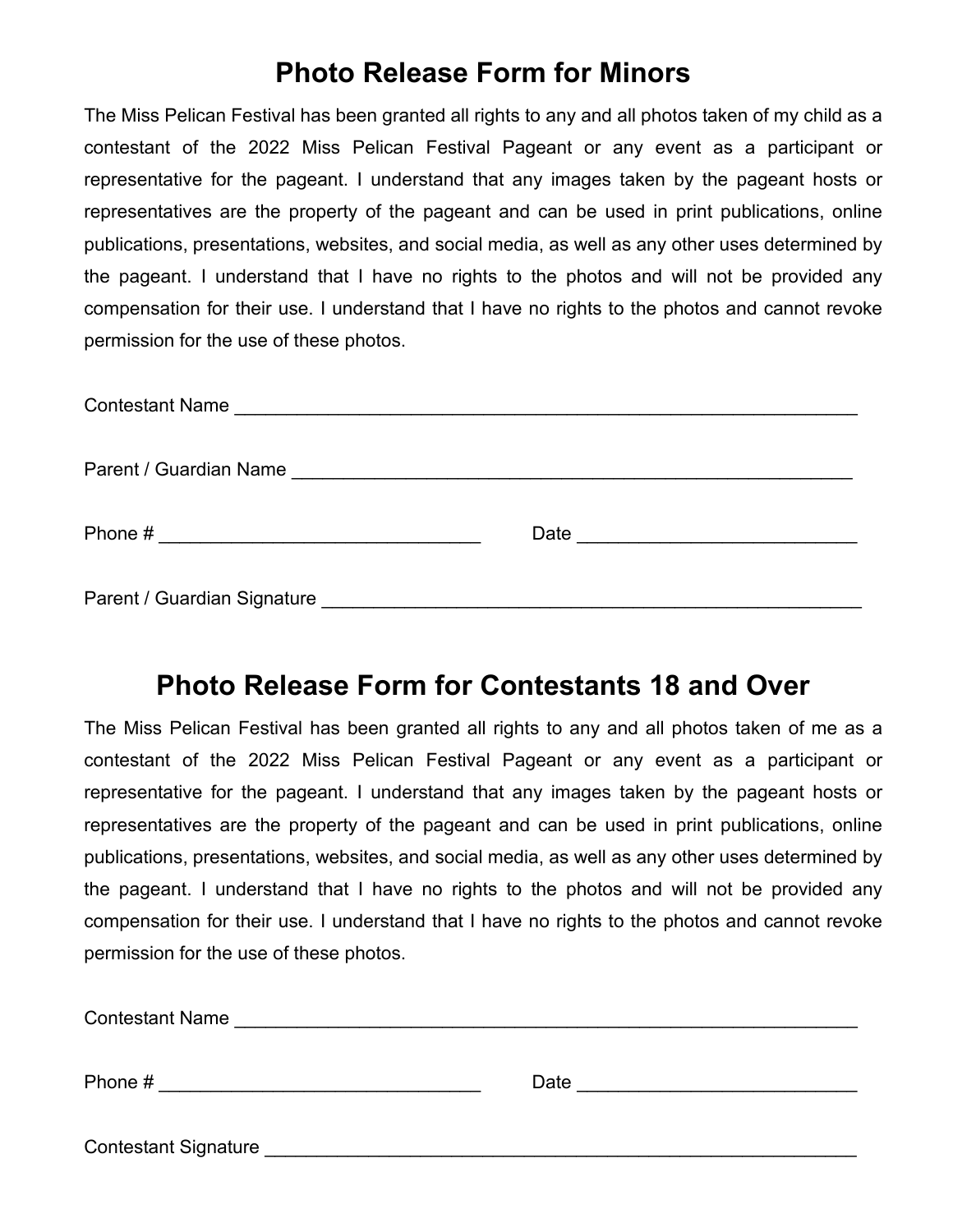# Photo Release Form for Minors

The Miss Pelican Festival has been granted all rights to any and all photos taken of my child as a contestant of the 2022 Miss Pelican Festival Pageant or any event as a participant or representative for the pageant. I understand that any images taken by the pageant hosts or representatives are the property of the pageant and can be used in print publications, online publications, presentations, websites, and social media, as well as any other uses determined by the pageant. I understand that I have no rights to the photos and will not be provided any compensation for their use. I understand that I have no rights to the photos and cannot revoke permission for the use of these photos.

Contestant Name ______________________________________________________________

Parent / Guardian Name ________________________________________________________

Phone # ______________________________ Date __________________________

Parent / Guardian Signature _____________________________________________________

# Photo Release Form for Contestants 18 and Over

The Miss Pelican Festival has been granted all rights to any and all photos taken of me as a contestant of the 2022 Miss Pelican Festival Pageant or any event as a participant or representative for the pageant. I understand that any images taken by the pageant hosts or representatives are the property of the pageant and can be used in print publications, online publications, presentations, websites, and social media, as well as any other uses determined by the pageant. I understand that I have no rights to the photos and will not be provided any compensation for their use. I understand that I have no rights to the photos and cannot revoke permission for the use of these photos.

Contestant Name ______________________________________________________________

Phone # ______________________________ Date __________________________

Contestant Signature ___________________________________________________________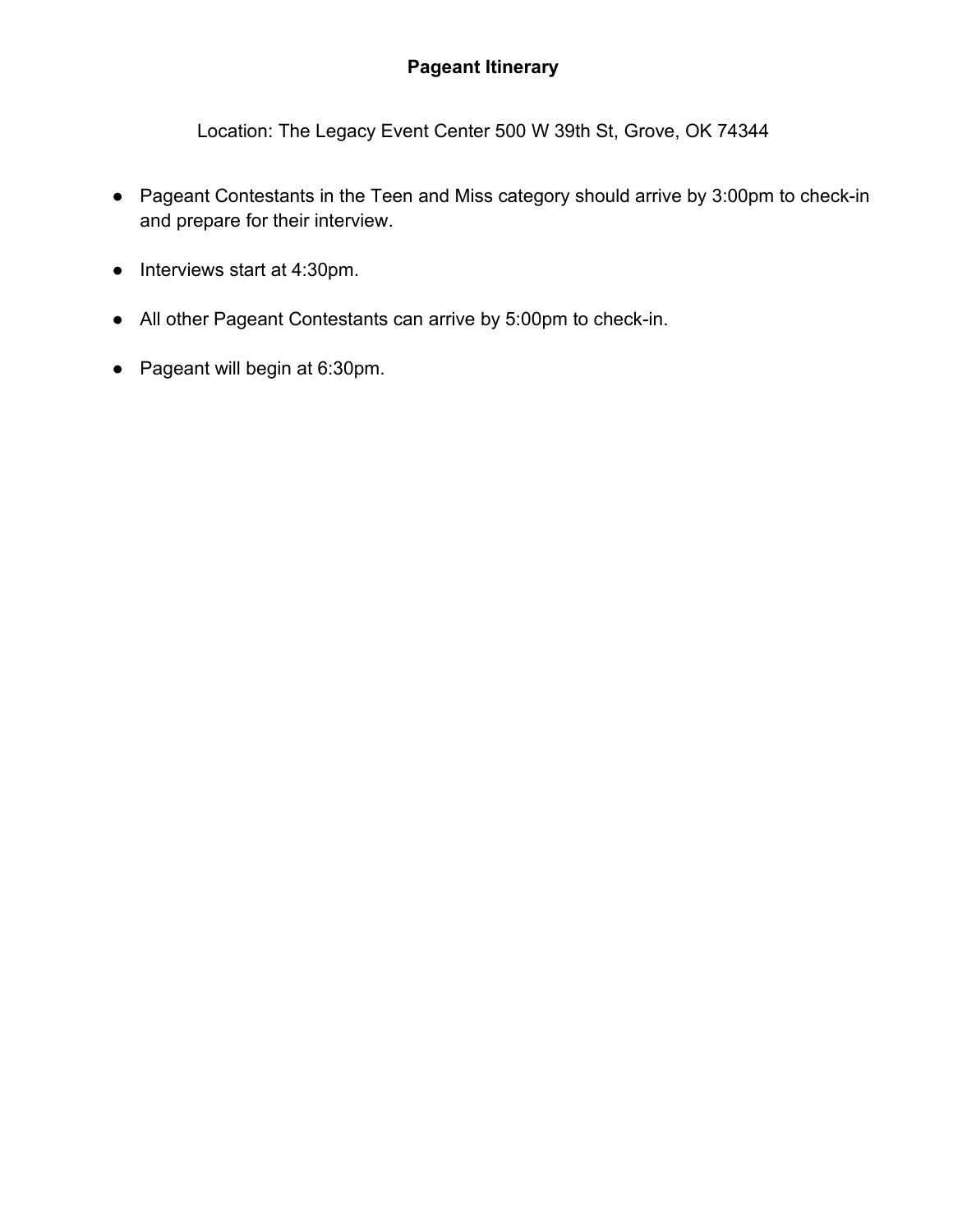# Pageant Itinerary

Location: The Legacy Event Center 500 W 39th St, Grove, OK 74344

- Pageant Contestants in the Teen and Miss category should arrive by 3:00pm to check-in and prepare for their interview.
- Interviews start at 4:30pm.
- All other Pageant Contestants can arrive by 5:00pm to check-in.
- Pageant will begin at 6:30pm.